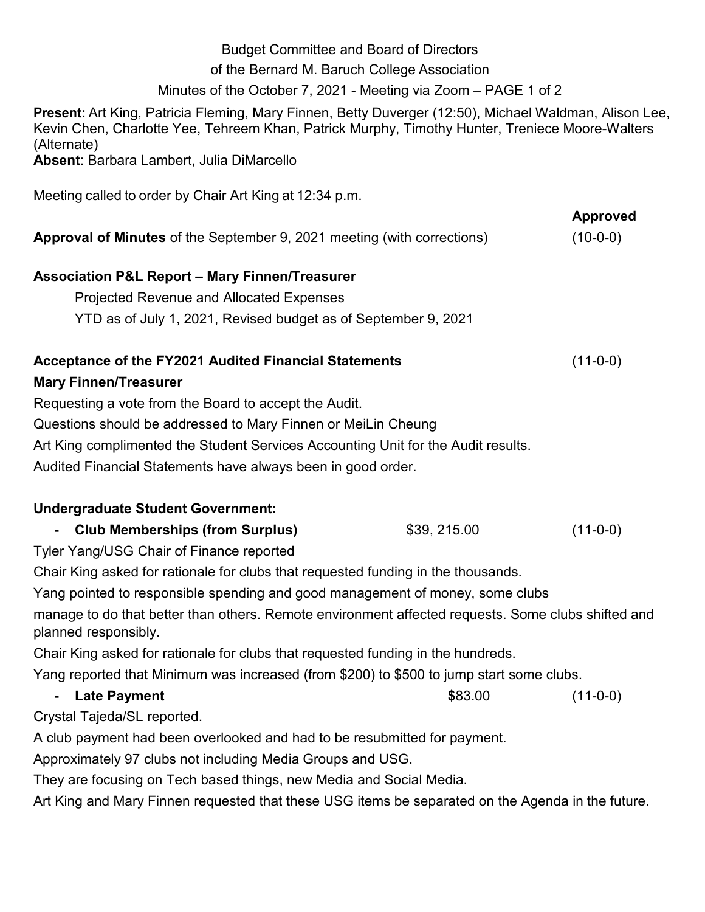Budget Committee and Board of Directors
of the Bernard M. Baruch College Association
Minutes of the October 7, 2021 - Meeting via Zoom

**Present:** Art King, Patricia Fleming, Mary Finnen, Betty Duverger (12:50), Michael Waldman, Alison Lee, Kevin Chen, Charlotte Yee, Tehreem Khan, Patrick Murphy, Timothy Hunter, Treniece Moore-Walters (Alternate)
**Absent**: Barbara Lambert, Julia DiMarcello

Meeting called to order by Chair Art King at 12:34 p.m.

| | | **Approved** |
|---|---|---|
| **Approval of Minutes** of the September 9, 2021 meeting (with corrections) | | (10-0-0) |

**Association P&L Report – Mary Finnen/Treasurer**

Projected Revenue and Allocated Expenses

YTD as of July 1, 2021, Revised budget as of September 9, 2021

**Acceptance of the FY2021 Audited Financial Statements** (11-0-0)

**Mary Finnen/Treasurer**

Requesting a vote from the Board to accept the Audit.

Questions should be addressed to Mary Finnen or MeiLin Cheung

Art King complimented the Student Services Accounting Unit for the Audit results.

Audited Financial Statements have always been in good order.

**Undergraduate Student Government:**

- **Club Memberships (from Surplus)** $39, 215.00 (11-0-0)

Tyler Yang/USG Chair of Finance reported

Chair King asked for rationale for clubs that requested funding in the thousands.

Yang pointed to responsible spending and good management of money, some clubs manage to do that better than others. Remote environment affected requests. Some clubs shifted and planned responsibly.

Chair King asked for rationale for clubs that requested funding in the hundreds.

Yang reported that Minimum was increased (from $200) to $500 to jump start some clubs.

- **Late Payment** **$**83.00 (11-0-0)

Crystal Tajeda/SL reported.

A club payment had been overlooked and had to be resubmitted for payment.

Approximately 97 clubs not including Media Groups and USG.

They are focusing on Tech based things, new Media and Social Media.

Art King and Mary Finnen requested that these USG items be separated on the Agenda in the future.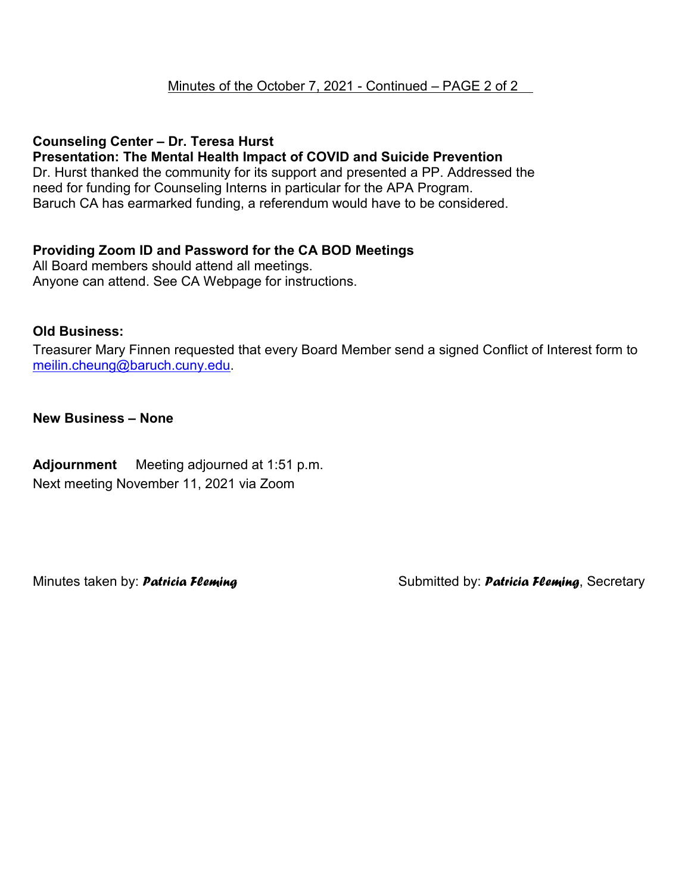Minutes of the October 7, 2021 - Continued

**Counseling Center – Dr. Teresa Hurst**
**Presentation: The Mental Health Impact of COVID and Suicide Prevention**
Dr. Hurst thanked the community for its support and presented a PP. Addressed the need for funding for Counseling Interns in particular for the APA Program.
Baruch CA has earmarked funding, a referendum would have to be considered.

**Providing Zoom ID and Password for the CA BOD Meetings**
All Board members should attend all meetings.
Anyone can attend. See CA Webpage for instructions.

**Old Business:**
Treasurer Mary Finnen requested that every Board Member send a signed Conflict of Interest form to meilin.cheung@baruch.cuny.edu.

**New Business – None**

**Adjournment** Meeting adjourned at 1:51 p.m.
Next meeting November 11, 2021 via Zoom

Minutes taken by: *Patricia Fleming*

Submitted by: *Patricia Fleming*, Secretary